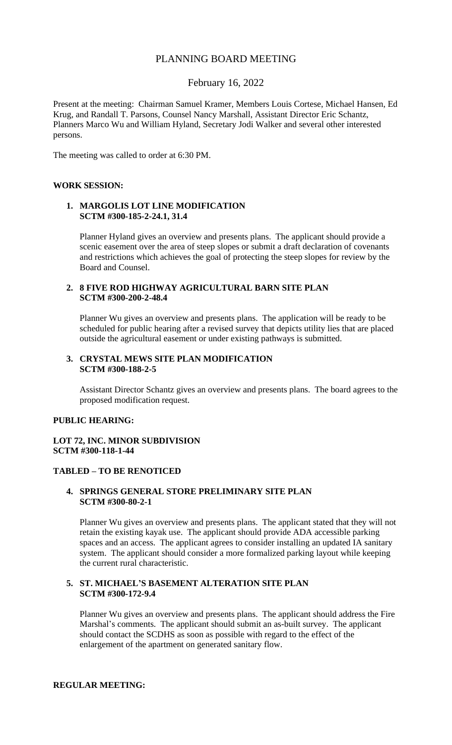# PLANNING BOARD MEETING

## February 16, 2022

Present at the meeting: Chairman Samuel Kramer, Members Louis Cortese, Michael Hansen, Ed Krug, and Randall T. Parsons, Counsel Nancy Marshall, Assistant Director Eric Schantz, Planners Marco Wu and William Hyland, Secretary Jodi Walker and several other interested persons.

The meeting was called to order at 6:30 PM.

**WORK SESSION:**

1. **MARGOLIS LOT LINE MODIFICATION**
   **SCTM #300-185-2-24.1, 31.4**

   Planner Hyland gives an overview and presents plans. The applicant should provide a scenic easement over the area of steep slopes or submit a draft declaration of covenants and restrictions which achieves the goal of protecting the steep slopes for review by the Board and Counsel.

2. **8 FIVE ROD HIGHWAY AGRICULTURAL BARN SITE PLAN**
   **SCTM #300-200-2-48.4**

   Planner Wu gives an overview and presents plans. The application will be ready to be scheduled for public hearing after a revised survey that depicts utility lies that are placed outside the agricultural easement or under existing pathways is submitted.

3. **CRYSTAL MEWS SITE PLAN MODIFICATION**
   **SCTM #300-188-2-5**

   Assistant Director Schantz gives an overview and presents plans. The board agrees to the proposed modification request.

**PUBLIC HEARING:**

**LOT 72, INC. MINOR SUBDIVISION**
**SCTM #300-118-1-44**

**TABLED – TO BE RENOTICED**

4. **SPRINGS GENERAL STORE PRELIMINARY SITE PLAN**
   **SCTM #300-80-2-1**

   Planner Wu gives an overview and presents plans. The applicant stated that they will not retain the existing kayak use. The applicant should provide ADA accessible parking spaces and an access. The applicant agrees to consider installing an updated IA sanitary system. The applicant should consider a more formalized parking layout while keeping the current rural characteristic.

5. **ST. MICHAEL'S BASEMENT ALTERATION SITE PLAN**
   **SCTM #300-172-9.4**

   Planner Wu gives an overview and presents plans. The applicant should address the Fire Marshal's comments. The applicant should submit an as-built survey. The applicant should contact the SCDHS as soon as possible with regard to the effect of the enlargement of the apartment on generated sanitary flow.

**REGULAR MEETING:**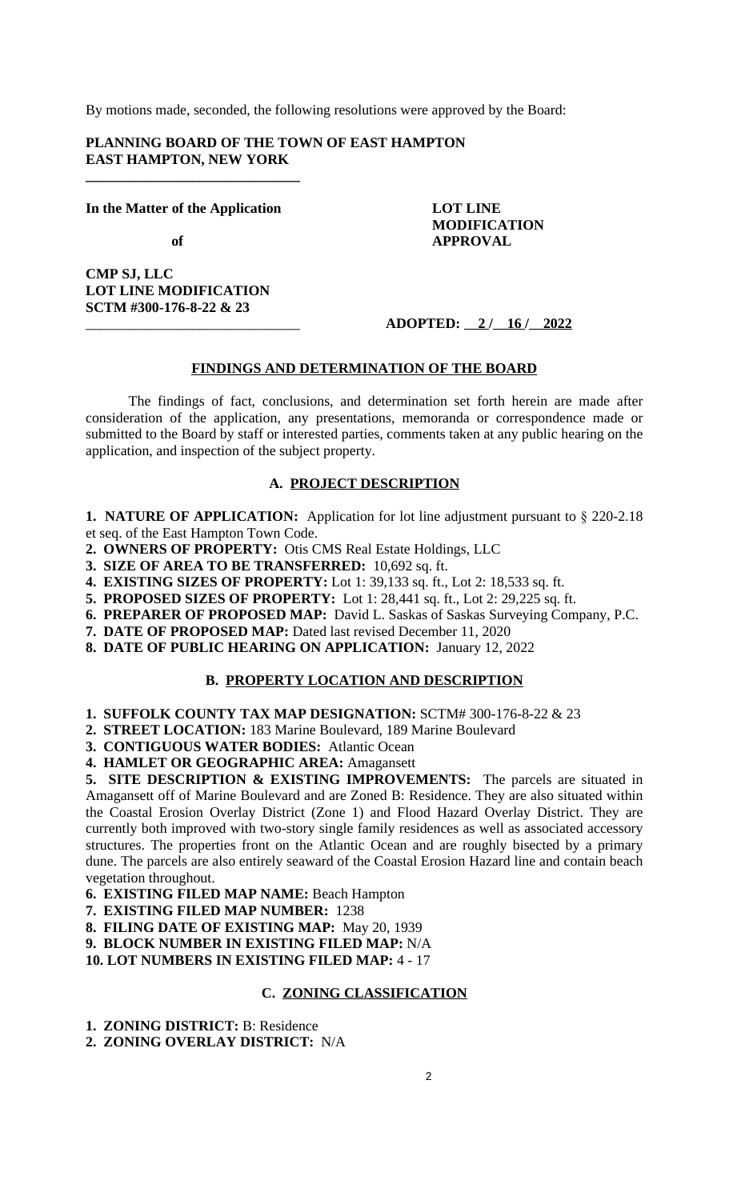By motions made, seconded, the following resolutions were approved by the Board:

**PLANNING BOARD OF THE TOWN OF EAST HAMPTON**
**EAST HAMPTON, NEW YORK**

**In the Matter of the Application**

**of**

**CMP SJ, LLC**
**LOT LINE MODIFICATION**
**SCTM #300-176-8-22 & 23**

**LOT LINE MODIFICATION APPROVAL**

**ADOPTED: 2 / 16 / 2022**

## FINDINGS AND DETERMINATION OF THE BOARD

The findings of fact, conclusions, and determination set forth herein are made after consideration of the application, any presentations, memoranda or correspondence made or submitted to the Board by staff or interested parties, comments taken at any public hearing on the application, and inspection of the subject property.

### A. PROJECT DESCRIPTION

**1. NATURE OF APPLICATION:** Application for lot line adjustment pursuant to § 220-2.18 et seq. of the East Hampton Town Code.
**2. OWNERS OF PROPERTY:** Otis CMS Real Estate Holdings, LLC
**3. SIZE OF AREA TO BE TRANSFERRED:** 10,692 sq. ft.
**4. EXISTING SIZES OF PROPERTY:** Lot 1: 39,133 sq. ft., Lot 2: 18,533 sq. ft.
**5. PROPOSED SIZES OF PROPERTY:** Lot 1: 28,441 sq. ft., Lot 2: 29,225 sq. ft.
**6. PREPARER OF PROPOSED MAP:** David L. Saskas of Saskas Surveying Company, P.C.
**7. DATE OF PROPOSED MAP:** Dated last revised December 11, 2020
**8. DATE OF PUBLIC HEARING ON APPLICATION:** January 12, 2022

### B. PROPERTY LOCATION AND DESCRIPTION

**1. SUFFOLK COUNTY TAX MAP DESIGNATION:** SCTM# 300-176-8-22 & 23
**2. STREET LOCATION:** 183 Marine Boulevard, 189 Marine Boulevard
**3. CONTIGUOUS WATER BODIES:** Atlantic Ocean
**4. HAMLET OR GEOGRAPHIC AREA:** Amagansett
**5. SITE DESCRIPTION & EXISTING IMPROVEMENTS:** The parcels are situated in Amagansett off of Marine Boulevard and are Zoned B: Residence. They are also situated within the Coastal Erosion Overlay District (Zone 1) and Flood Hazard Overlay District. They are currently both improved with two-story single family residences as well as associated accessory structures. The properties front on the Atlantic Ocean and are roughly bisected by a primary dune. The parcels are also entirely seaward of the Coastal Erosion Hazard line and contain beach vegetation throughout.
**6. EXISTING FILED MAP NAME:** Beach Hampton
**7. EXISTING FILED MAP NUMBER:** 1238
**8. FILING DATE OF EXISTING MAP:** May 20, 1939
**9. BLOCK NUMBER IN EXISTING FILED MAP:** N/A
**10. LOT NUMBERS IN EXISTING FILED MAP:** 4 - 17

### C. ZONING CLASSIFICATION

**1. ZONING DISTRICT:** B: Residence
**2. ZONING OVERLAY DISTRICT:** N/A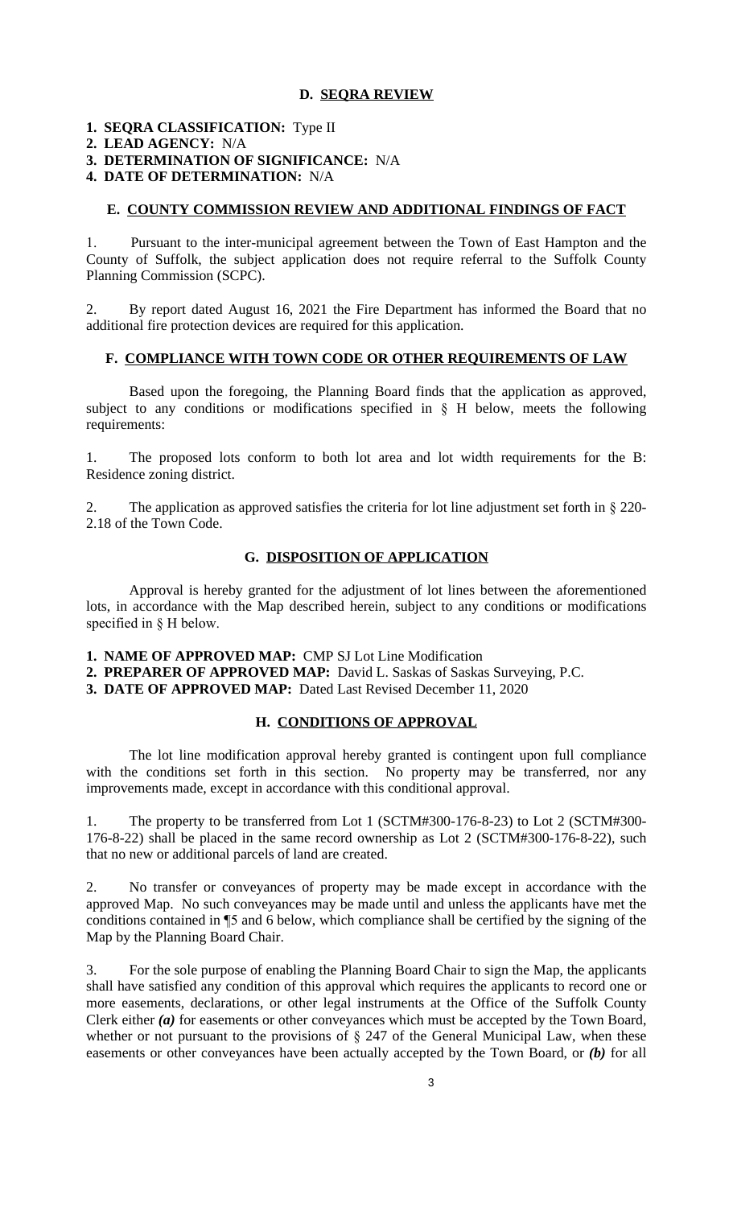## D. SEQRA REVIEW

**1. SEQRA CLASSIFICATION:** Type II
**2. LEAD AGENCY:** N/A
**3. DETERMINATION OF SIGNIFICANCE:** N/A
**4. DATE OF DETERMINATION:** N/A

## E. COUNTY COMMISSION REVIEW AND ADDITIONAL FINDINGS OF FACT

1. Pursuant to the inter-municipal agreement between the Town of East Hampton and the County of Suffolk, the subject application does not require referral to the Suffolk County Planning Commission (SCPC).

2. By report dated August 16, 2021 the Fire Department has informed the Board that no additional fire protection devices are required for this application.

## F. COMPLIANCE WITH TOWN CODE OR OTHER REQUIREMENTS OF LAW

Based upon the foregoing, the Planning Board finds that the application as approved, subject to any conditions or modifications specified in § H below, meets the following requirements:

1. The proposed lots conform to both lot area and lot width requirements for the B: Residence zoning district.

2. The application as approved satisfies the criteria for lot line adjustment set forth in § 220-2.18 of the Town Code.

## G. DISPOSITION OF APPLICATION

Approval is hereby granted for the adjustment of lot lines between the aforementioned lots, in accordance with the Map described herein, subject to any conditions or modifications specified in § H below.

**1. NAME OF APPROVED MAP:** CMP SJ Lot Line Modification
**2. PREPARER OF APPROVED MAP:** David L. Saskas of Saskas Surveying, P.C.
**3. DATE OF APPROVED MAP:** Dated Last Revised December 11, 2020

## H. CONDITIONS OF APPROVAL

The lot line modification approval hereby granted is contingent upon full compliance with the conditions set forth in this section. No property may be transferred, nor any improvements made, except in accordance with this conditional approval.

1. The property to be transferred from Lot 1 (SCTM#300-176-8-23) to Lot 2 (SCTM#300-176-8-22) shall be placed in the same record ownership as Lot 2 (SCTM#300-176-8-22), such that no new or additional parcels of land are created.

2. No transfer or conveyances of property may be made except in accordance with the approved Map. No such conveyances may be made until and unless the applicants have met the conditions contained in ¶5 and 6 below, which compliance shall be certified by the signing of the Map by the Planning Board Chair.

3. For the sole purpose of enabling the Planning Board Chair to sign the Map, the applicants shall have satisfied any condition of this approval which requires the applicants to record one or more easements, declarations, or other legal instruments at the Office of the Suffolk County Clerk either ***(a)*** for easements or other conveyances which must be accepted by the Town Board, whether or not pursuant to the provisions of § 247 of the General Municipal Law, when these easements or other conveyances have been actually accepted by the Town Board, or ***(b)*** for all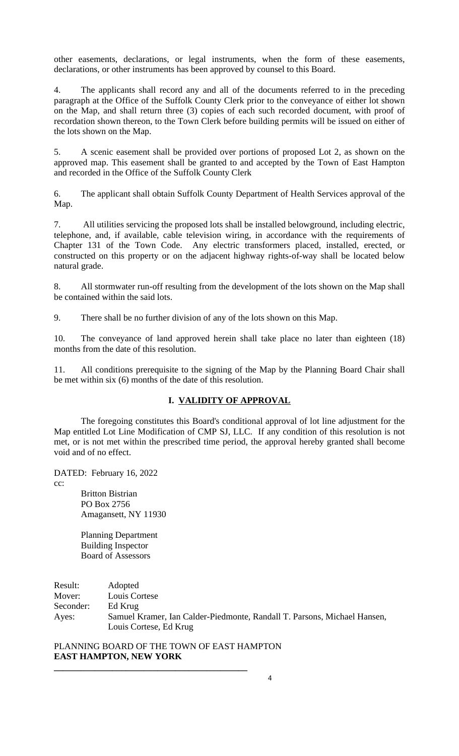other easements, declarations, or legal instruments, when the form of these easements, declarations, or other instruments has been approved by counsel to this Board.

4. The applicants shall record any and all of the documents referred to in the preceding paragraph at the Office of the Suffolk County Clerk prior to the conveyance of either lot shown on the Map, and shall return three (3) copies of each such recorded document, with proof of recordation shown thereon, to the Town Clerk before building permits will be issued on either of the lots shown on the Map.

5. A scenic easement shall be provided over portions of proposed Lot 2, as shown on the approved map. This easement shall be granted to and accepted by the Town of East Hampton and recorded in the Office of the Suffolk County Clerk

6. The applicant shall obtain Suffolk County Department of Health Services approval of the Map.

7. All utilities servicing the proposed lots shall be installed belowground, including electric, telephone, and, if available, cable television wiring, in accordance with the requirements of Chapter 131 of the Town Code. Any electric transformers placed, installed, erected, or constructed on this property or on the adjacent highway rights-of-way shall be located below natural grade.

8. All stormwater run-off resulting from the development of the lots shown on the Map shall be contained within the said lots.

9. There shall be no further division of any of the lots shown on this Map.

10. The conveyance of land approved herein shall take place no later than eighteen (18) months from the date of this resolution.

11. All conditions prerequisite to the signing of the Map by the Planning Board Chair shall be met within six (6) months of the date of this resolution.

## I. VALIDITY OF APPROVAL

The foregoing constitutes this Board's conditional approval of lot line adjustment for the Map entitled Lot Line Modification of CMP SJ, LLC. If any condition of this resolution is not met, or is not met within the prescribed time period, the approval hereby granted shall become void and of no effect.

DATED: February 16, 2022

cc:

Britton Bistrian
PO Box 2756
Amagansett, NY 11930

Planning Department
Building Inspector
Board of Assessors

Result: Adopted
Mover: Louis Cortese
Seconder: Ed Krug
Ayes: Samuel Kramer, Ian Calder-Piedmonte, Randall T. Parsons, Michael Hansen, Louis Cortese, Ed Krug

PLANNING BOARD OF THE TOWN OF EAST HAMPTON
**EAST HAMPTON, NEW YORK**

\_\_\_\_\_\_\_\_\_\_\_\_\_\_\_\_\_\_\_\_\_\_\_\_\_\_\_\_\_\_\_\_\_\_\_\_\_\_\_\_\_\_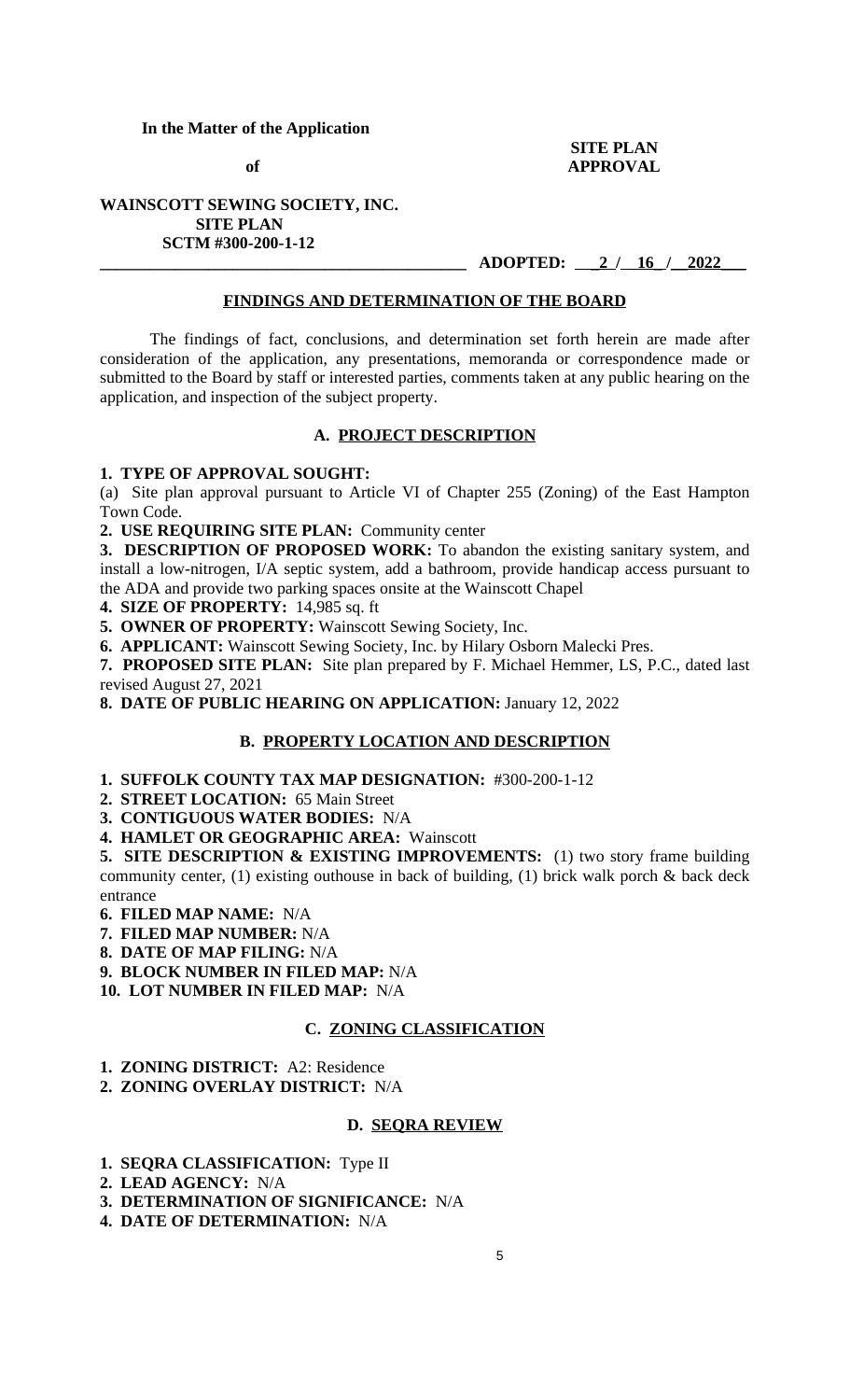**In the Matter of the Application**

**of**

**WAINSCOTT SEWING SOCIETY, INC.**
**SITE PLAN**
**SCTM #300-200-1-12**

**SITE PLAN APPROVAL**

**ADOPTED: 2 / 16 / 2022**

## FINDINGS AND DETERMINATION OF THE BOARD

The findings of fact, conclusions, and determination set forth herein are made after consideration of the application, any presentations, memoranda or correspondence made or submitted to the Board by staff or interested parties, comments taken at any public hearing on the application, and inspection of the subject property.

### A. PROJECT DESCRIPTION

**1. TYPE OF APPROVAL SOUGHT:**
(a) Site plan approval pursuant to Article VI of Chapter 255 (Zoning) of the East Hampton Town Code.

**2. USE REQUIRING SITE PLAN:** Community center

**3. DESCRIPTION OF PROPOSED WORK:** To abandon the existing sanitary system, and install a low-nitrogen, I/A septic system, add a bathroom, provide handicap access pursuant to the ADA and provide two parking spaces onsite at the Wainscott Chapel

**4. SIZE OF PROPERTY:** 14,985 sq. ft

**5. OWNER OF PROPERTY:** Wainscott Sewing Society, Inc.

**6. APPLICANT:** Wainscott Sewing Society, Inc. by Hilary Osborn Malecki Pres.

**7. PROPOSED SITE PLAN:** Site plan prepared by F. Michael Hemmer, LS, P.C., dated last revised August 27, 2021

**8. DATE OF PUBLIC HEARING ON APPLICATION:** January 12, 2022

### B. PROPERTY LOCATION AND DESCRIPTION

**1. SUFFOLK COUNTY TAX MAP DESIGNATION:** #300-200-1-12

**2. STREET LOCATION:** 65 Main Street

**3. CONTIGUOUS WATER BODIES:** N/A

**4. HAMLET OR GEOGRAPHIC AREA:** Wainscott

**5. SITE DESCRIPTION & EXISTING IMPROVEMENTS:** (1) two story frame building community center, (1) existing outhouse in back of building, (1) brick walk porch & back deck entrance

**6. FILED MAP NAME:** N/A

**7. FILED MAP NUMBER:** N/A

**8. DATE OF MAP FILING:** N/A

**9. BLOCK NUMBER IN FILED MAP:** N/A

**10. LOT NUMBER IN FILED MAP:** N/A

### C. ZONING CLASSIFICATION

**1. ZONING DISTRICT:** A2: Residence

**2. ZONING OVERLAY DISTRICT:** N/A

### D. SEQRA REVIEW

**1. SEQRA CLASSIFICATION:** Type II

**2. LEAD AGENCY:** N/A

**3. DETERMINATION OF SIGNIFICANCE:** N/A

**4. DATE OF DETERMINATION:** N/A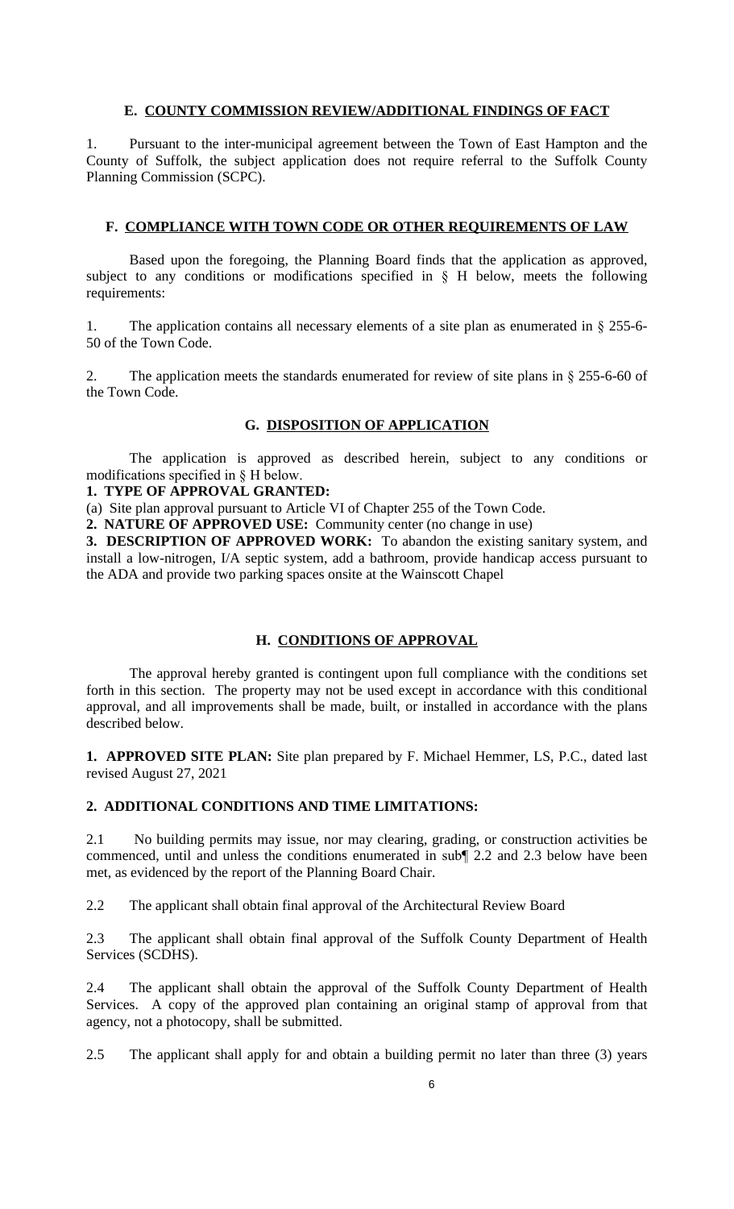## E. COUNTY COMMISSION REVIEW/ADDITIONAL FINDINGS OF FACT

1. Pursuant to the inter-municipal agreement between the Town of East Hampton and the County of Suffolk, the subject application does not require referral to the Suffolk County Planning Commission (SCPC).

## F. COMPLIANCE WITH TOWN CODE OR OTHER REQUIREMENTS OF LAW

Based upon the foregoing, the Planning Board finds that the application as approved, subject to any conditions or modifications specified in § H below, meets the following requirements:

1. The application contains all necessary elements of a site plan as enumerated in § 255-6-50 of the Town Code.

2. The application meets the standards enumerated for review of site plans in § 255-6-60 of the Town Code.

## G. DISPOSITION OF APPLICATION

The application is approved as described herein, subject to any conditions or modifications specified in § H below.

**1. TYPE OF APPROVAL GRANTED:**

(a) Site plan approval pursuant to Article VI of Chapter 255 of the Town Code.

**2. NATURE OF APPROVED USE:** Community center (no change in use)

**3. DESCRIPTION OF APPROVED WORK:** To abandon the existing sanitary system, and install a low-nitrogen, I/A septic system, add a bathroom, provide handicap access pursuant to the ADA and provide two parking spaces onsite at the Wainscott Chapel

## H. CONDITIONS OF APPROVAL

The approval hereby granted is contingent upon full compliance with the conditions set forth in this section. The property may not be used except in accordance with this conditional approval, and all improvements shall be made, built, or installed in accordance with the plans described below.

**1. APPROVED SITE PLAN:** Site plan prepared by F. Michael Hemmer, LS, P.C., dated last revised August 27, 2021

**2. ADDITIONAL CONDITIONS AND TIME LIMITATIONS:**

2.1 No building permits may issue, nor may clearing, grading, or construction activities be commenced, until and unless the conditions enumerated in sub¶ 2.2 and 2.3 below have been met, as evidenced by the report of the Planning Board Chair.

2.2 The applicant shall obtain final approval of the Architectural Review Board

2.3 The applicant shall obtain final approval of the Suffolk County Department of Health Services (SCDHS).

2.4 The applicant shall obtain the approval of the Suffolk County Department of Health Services. A copy of the approved plan containing an original stamp of approval from that agency, not a photocopy, shall be submitted.

2.5 The applicant shall apply for and obtain a building permit no later than three (3) years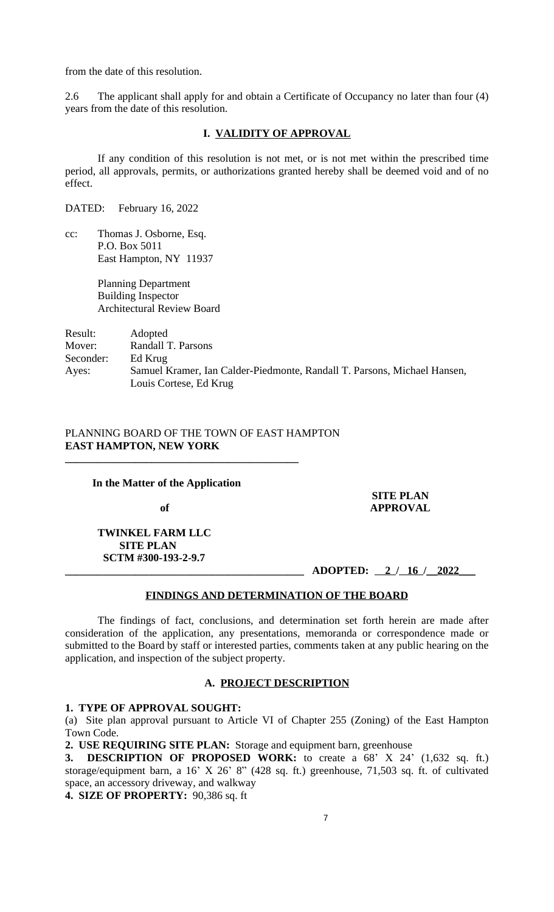from the date of this resolution.

2.6 The applicant shall apply for and obtain a Certificate of Occupancy no later than four (4) years from the date of this resolution.

## I. VALIDITY OF APPROVAL

If any condition of this resolution is not met, or is not met within the prescribed time period, all approvals, permits, or authorizations granted hereby shall be deemed void and of no effect.

DATED: February 16, 2022

cc: Thomas J. Osborne, Esq.
P.O. Box 5011
East Hampton, NY 11937

Planning Department
Building Inspector
Architectural Review Board

Result: Adopted
Mover: Randall T. Parsons
Seconder: Ed Krug
Ayes: Samuel Kramer, Ian Calder-Piedmonte, Randall T. Parsons, Michael Hansen, Louis Cortese, Ed Krug

PLANNING BOARD OF THE TOWN OF EAST HAMPTON
**EAST HAMPTON, NEW YORK**

**In the Matter of the Application**

**of**

**TWINKEL FARM LLC**
**SITE PLAN**
**SCTM #300-193-2-9.7**

**SITE PLAN APPROVAL**

**ADOPTED: 2 / 16 / 2022**

## FINDINGS AND DETERMINATION OF THE BOARD

The findings of fact, conclusions, and determination set forth herein are made after consideration of the application, any presentations, memoranda or correspondence made or submitted to the Board by staff or interested parties, comments taken at any public hearing on the application, and inspection of the subject property.

## A. PROJECT DESCRIPTION

**1. TYPE OF APPROVAL SOUGHT:**
(a) Site plan approval pursuant to Article VI of Chapter 255 (Zoning) of the East Hampton Town Code.

**2. USE REQUIRING SITE PLAN:** Storage and equipment barn, greenhouse

**3. DESCRIPTION OF PROPOSED WORK:** to create a 68' X 24' (1,632 sq. ft.) storage/equipment barn, a 16' X 26' 8" (428 sq. ft.) greenhouse, 71,503 sq. ft. of cultivated space, an accessory driveway, and walkway

**4. SIZE OF PROPERTY:** 90,386 sq. ft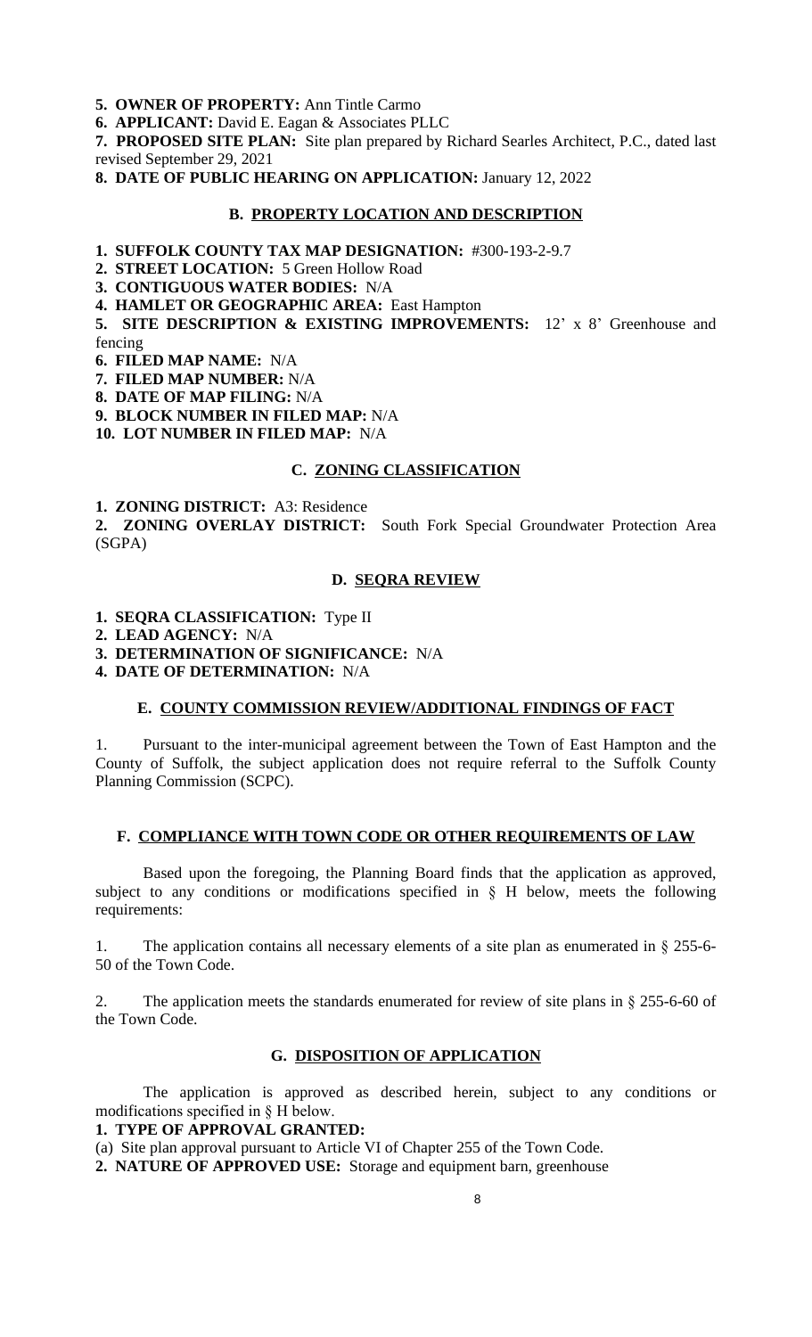**5. OWNER OF PROPERTY:** Ann Tintle Carmo

**6. APPLICANT:** David E. Eagan & Associates PLLC

**7. PROPOSED SITE PLAN:** Site plan prepared by Richard Searles Architect, P.C., dated last revised September 29, 2021

**8. DATE OF PUBLIC HEARING ON APPLICATION:** January 12, 2022

## B. PROPERTY LOCATION AND DESCRIPTION

**1. SUFFOLK COUNTY TAX MAP DESIGNATION:** #300-193-2-9.7

**2. STREET LOCATION:** 5 Green Hollow Road

**3. CONTIGUOUS WATER BODIES:** N/A

**4. HAMLET OR GEOGRAPHIC AREA:** East Hampton

**5. SITE DESCRIPTION & EXISTING IMPROVEMENTS:** 12' x 8' Greenhouse and fencing

**6. FILED MAP NAME:** N/A

**7. FILED MAP NUMBER:** N/A

**8. DATE OF MAP FILING:** N/A

**9. BLOCK NUMBER IN FILED MAP:** N/A

**10. LOT NUMBER IN FILED MAP:** N/A

## C. ZONING CLASSIFICATION

**1. ZONING DISTRICT:** A3: Residence

**2. ZONING OVERLAY DISTRICT:** South Fork Special Groundwater Protection Area (SGPA)

## D. SEQRA REVIEW

**1. SEQRA CLASSIFICATION:** Type II

**2. LEAD AGENCY:** N/A

**3. DETERMINATION OF SIGNIFICANCE:** N/A

**4. DATE OF DETERMINATION:** N/A

## E. COUNTY COMMISSION REVIEW/ADDITIONAL FINDINGS OF FACT

1. Pursuant to the inter-municipal agreement between the Town of East Hampton and the County of Suffolk, the subject application does not require referral to the Suffolk County Planning Commission (SCPC).

## F. COMPLIANCE WITH TOWN CODE OR OTHER REQUIREMENTS OF LAW

Based upon the foregoing, the Planning Board finds that the application as approved, subject to any conditions or modifications specified in § H below, meets the following requirements:

1. The application contains all necessary elements of a site plan as enumerated in § 255-6-50 of the Town Code.

2. The application meets the standards enumerated for review of site plans in § 255-6-60 of the Town Code.

## G. DISPOSITION OF APPLICATION

The application is approved as described herein, subject to any conditions or modifications specified in § H below.

**1. TYPE OF APPROVAL GRANTED:**

(a) Site plan approval pursuant to Article VI of Chapter 255 of the Town Code.

**2. NATURE OF APPROVED USE:** Storage and equipment barn, greenhouse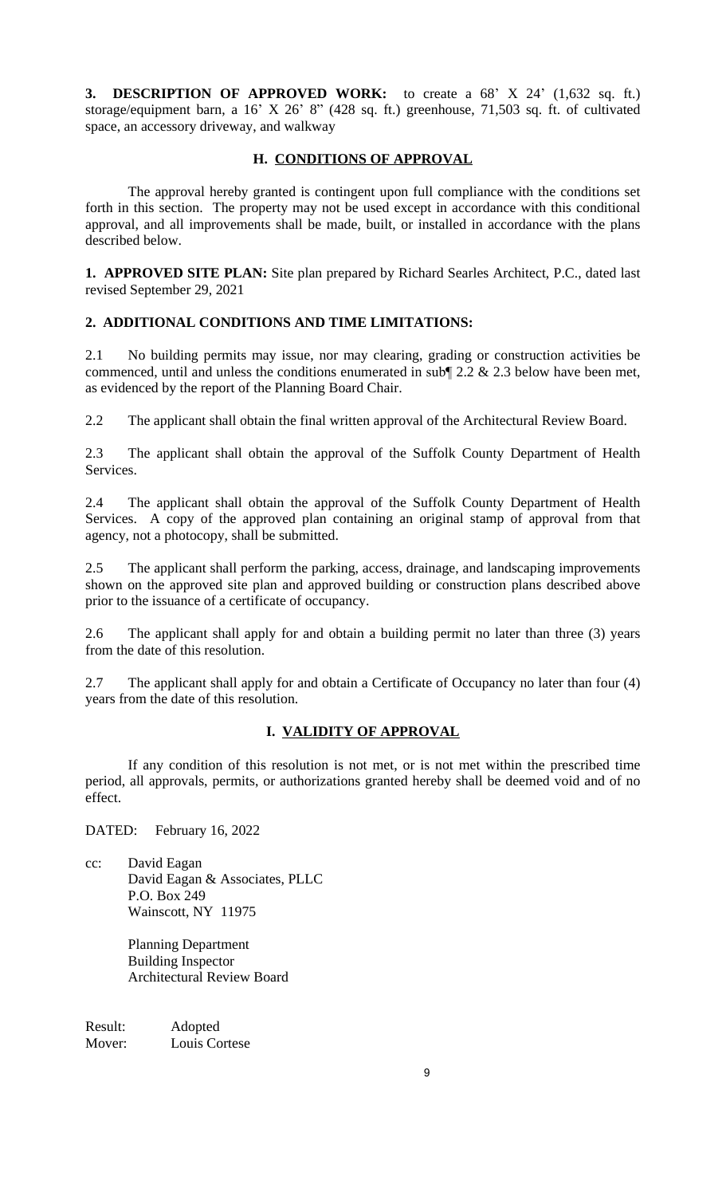**3. DESCRIPTION OF APPROVED WORK:** to create a 68' X 24' (1,632 sq. ft.) storage/equipment barn, a 16' X 26' 8" (428 sq. ft.) greenhouse, 71,503 sq. ft. of cultivated space, an accessory driveway, and walkway

## H. CONDITIONS OF APPROVAL

The approval hereby granted is contingent upon full compliance with the conditions set forth in this section. The property may not be used except in accordance with this conditional approval, and all improvements shall be made, built, or installed in accordance with the plans described below.

**1. APPROVED SITE PLAN:** Site plan prepared by Richard Searles Architect, P.C., dated last revised September 29, 2021

**2. ADDITIONAL CONDITIONS AND TIME LIMITATIONS:**

2.1 No building permits may issue, nor may clearing, grading or construction activities be commenced, until and unless the conditions enumerated in sub¶ 2.2 & 2.3 below have been met, as evidenced by the report of the Planning Board Chair.

2.2 The applicant shall obtain the final written approval of the Architectural Review Board.

2.3 The applicant shall obtain the approval of the Suffolk County Department of Health Services.

2.4 The applicant shall obtain the approval of the Suffolk County Department of Health Services. A copy of the approved plan containing an original stamp of approval from that agency, not a photocopy, shall be submitted.

2.5 The applicant shall perform the parking, access, drainage, and landscaping improvements shown on the approved site plan and approved building or construction plans described above prior to the issuance of a certificate of occupancy.

2.6 The applicant shall apply for and obtain a building permit no later than three (3) years from the date of this resolution.

2.7 The applicant shall apply for and obtain a Certificate of Occupancy no later than four (4) years from the date of this resolution.

## I. VALIDITY OF APPROVAL

If any condition of this resolution is not met, or is not met within the prescribed time period, all approvals, permits, or authorizations granted hereby shall be deemed void and of no effect.

DATED: February 16, 2022

cc: David Eagan
David Eagan & Associates, PLLC
P.O. Box 249
Wainscott, NY 11975

Planning Department
Building Inspector
Architectural Review Board

Result: Adopted
Mover: Louis Cortese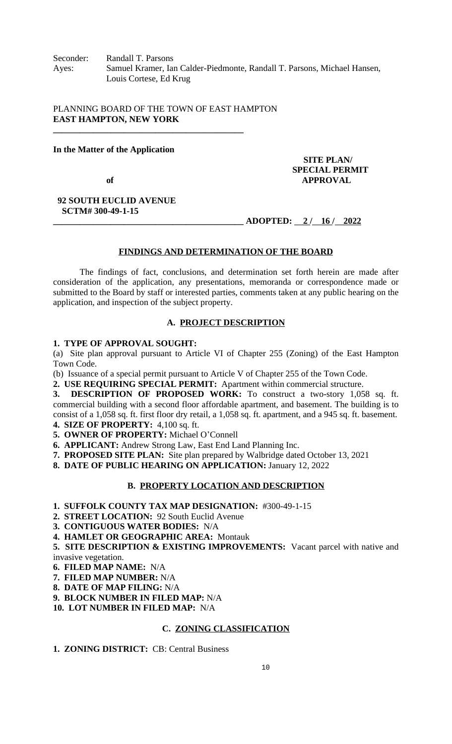Seconder: Randall T. Parsons
Ayes: Samuel Kramer, Ian Calder-Piedmonte, Randall T. Parsons, Michael Hansen, Louis Cortese, Ed Krug

PLANNING BOARD OF THE TOWN OF EAST HAMPTON
**EAST HAMPTON, NEW YORK**

**In the Matter of the Application**

**of**

**92 SOUTH EUCLID AVENUE**
**SCTM# 300-49-1-15**

**SITE PLAN/ SPECIAL PERMIT APPROVAL**

**ADOPTED: 2 / 16 / 2022**

## FINDINGS AND DETERMINATION OF THE BOARD

The findings of fact, conclusions, and determination set forth herein are made after consideration of the application, any presentations, memoranda or correspondence made or submitted to the Board by staff or interested parties, comments taken at any public hearing on the application, and inspection of the subject property.

### A. PROJECT DESCRIPTION

**1. TYPE OF APPROVAL SOUGHT:**

(a) Site plan approval pursuant to Article VI of Chapter 255 (Zoning) of the East Hampton Town Code.

(b) Issuance of a special permit pursuant to Article V of Chapter 255 of the Town Code.

**2. USE REQUIRING SPECIAL PERMIT:** Apartment within commercial structure.

**3. DESCRIPTION OF PROPOSED WORK:** To construct a two-story 1,058 sq. ft. commercial building with a second floor affordable apartment, and basement. The building is to consist of a 1,058 sq. ft. first floor dry retail, a 1,058 sq. ft. apartment, and a 945 sq. ft. basement.

**4. SIZE OF PROPERTY:** 4,100 sq. ft.

**5. OWNER OF PROPERTY:** Michael O'Connell

**6. APPLICANT:** Andrew Strong Law, East End Land Planning Inc.

**7. PROPOSED SITE PLAN:** Site plan prepared by Walbridge dated October 13, 2021

**8. DATE OF PUBLIC HEARING ON APPLICATION:** January 12, 2022

### B. PROPERTY LOCATION AND DESCRIPTION

**1. SUFFOLK COUNTY TAX MAP DESIGNATION:** #300-49-1-15

**2. STREET LOCATION:** 92 South Euclid Avenue

**3. CONTIGUOUS WATER BODIES:** N/A

**4. HAMLET OR GEOGRAPHIC AREA:** Montauk

**5. SITE DESCRIPTION & EXISTING IMPROVEMENTS:** Vacant parcel with native and invasive vegetation.

**6. FILED MAP NAME:** N/A

**7. FILED MAP NUMBER:** N/A

**8. DATE OF MAP FILING:** N/A

**9. BLOCK NUMBER IN FILED MAP:** N/A

**10. LOT NUMBER IN FILED MAP:** N/A

### C. ZONING CLASSIFICATION

**1. ZONING DISTRICT:** CB: Central Business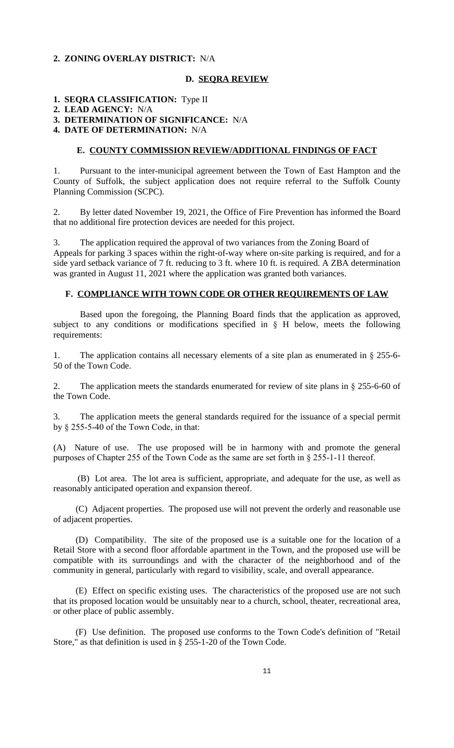**2. ZONING OVERLAY DISTRICT:** N/A

## D. SEQRA REVIEW

**1. SEQRA CLASSIFICATION:** Type II
**2. LEAD AGENCY:** N/A
**3. DETERMINATION OF SIGNIFICANCE:** N/A
**4. DATE OF DETERMINATION:** N/A

## E. COUNTY COMMISSION REVIEW/ADDITIONAL FINDINGS OF FACT

1. Pursuant to the inter-municipal agreement between the Town of East Hampton and the County of Suffolk, the subject application does not require referral to the Suffolk County Planning Commission (SCPC).

2. By letter dated November 19, 2021, the Office of Fire Prevention has informed the Board that no additional fire protection devices are needed for this project.

3. The application required the approval of two variances from the Zoning Board of Appeals for parking 3 spaces within the right-of-way where on-site parking is required, and for a side yard setback variance of 7 ft. reducing to 3 ft. where 10 ft. is required. A ZBA determination was granted in August 11, 2021 where the application was granted both variances.

## F. COMPLIANCE WITH TOWN CODE OR OTHER REQUIREMENTS OF LAW

Based upon the foregoing, the Planning Board finds that the application as approved, subject to any conditions or modifications specified in § H below, meets the following requirements:

1. The application contains all necessary elements of a site plan as enumerated in § 255-6-50 of the Town Code.

2. The application meets the standards enumerated for review of site plans in § 255-6-60 of the Town Code.

3. The application meets the general standards required for the issuance of a special permit by § 255-5-40 of the Town Code, in that:

(A) Nature of use. The use proposed will be in harmony with and promote the general purposes of Chapter 255 of the Town Code as the same are set forth in § 255-1-11 thereof.

(B) Lot area. The lot area is sufficient, appropriate, and adequate for the use, as well as reasonably anticipated operation and expansion thereof.

(C) Adjacent properties. The proposed use will not prevent the orderly and reasonable use of adjacent properties.

(D) Compatibility. The site of the proposed use is a suitable one for the location of a Retail Store with a second floor affordable apartment in the Town, and the proposed use will be compatible with its surroundings and with the character of the neighborhood and of the community in general, particularly with regard to visibility, scale, and overall appearance.

(E) Effect on specific existing uses. The characteristics of the proposed use are not such that its proposed location would be unsuitably near to a church, school, theater, recreational area, or other place of public assembly.

(F) Use definition. The proposed use conforms to the Town Code's definition of "Retail Store," as that definition is used in § 255-1-20 of the Town Code.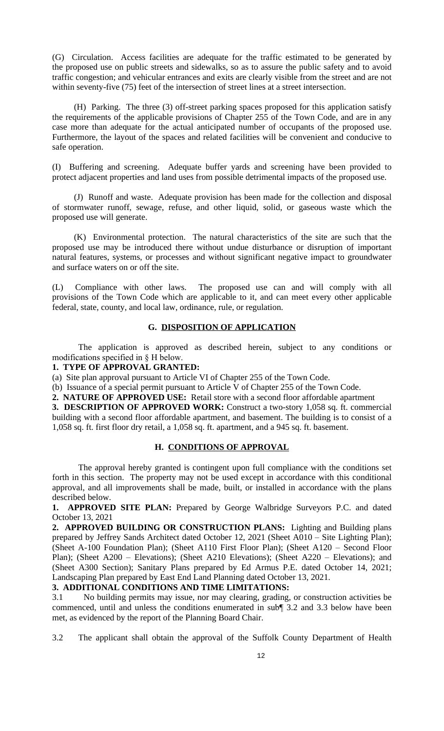(G) Circulation. Access facilities are adequate for the traffic estimated to be generated by the proposed use on public streets and sidewalks, so as to assure the public safety and to avoid traffic congestion; and vehicular entrances and exits are clearly visible from the street and are not within seventy-five (75) feet of the intersection of street lines at a street intersection.

(H) Parking. The three (3) off-street parking spaces proposed for this application satisfy the requirements of the applicable provisions of Chapter 255 of the Town Code, and are in any case more than adequate for the actual anticipated number of occupants of the proposed use. Furthermore, the layout of the spaces and related facilities will be convenient and conducive to safe operation.

(I) Buffering and screening. Adequate buffer yards and screening have been provided to protect adjacent properties and land uses from possible detrimental impacts of the proposed use.

(J) Runoff and waste. Adequate provision has been made for the collection and disposal of stormwater runoff, sewage, refuse, and other liquid, solid, or gaseous waste which the proposed use will generate.

(K) Environmental protection. The natural characteristics of the site are such that the proposed use may be introduced there without undue disturbance or disruption of important natural features, systems, or processes and without significant negative impact to groundwater and surface waters on or off the site.

(L) Compliance with other laws. The proposed use can and will comply with all provisions of the Town Code which are applicable to it, and can meet every other applicable federal, state, county, and local law, ordinance, rule, or regulation.

## G. DISPOSITION OF APPLICATION

The application is approved as described herein, subject to any conditions or modifications specified in § H below.

**1. TYPE OF APPROVAL GRANTED:**

(a) Site plan approval pursuant to Article VI of Chapter 255 of the Town Code.

(b) Issuance of a special permit pursuant to Article V of Chapter 255 of the Town Code.

**2. NATURE OF APPROVED USE:** Retail store with a second floor affordable apartment

**3. DESCRIPTION OF APPROVED WORK:** Construct a two-story 1,058 sq. ft. commercial building with a second floor affordable apartment, and basement. The building is to consist of a 1,058 sq. ft. first floor dry retail, a 1,058 sq. ft. apartment, and a 945 sq. ft. basement.

## H. CONDITIONS OF APPROVAL

The approval hereby granted is contingent upon full compliance with the conditions set forth in this section. The property may not be used except in accordance with this conditional approval, and all improvements shall be made, built, or installed in accordance with the plans described below.

**1. APPROVED SITE PLAN:** Prepared by George Walbridge Surveyors P.C. and dated October 13, 2021

**2. APPROVED BUILDING OR CONSTRUCTION PLANS:** Lighting and Building plans prepared by Jeffrey Sands Architect dated October 12, 2021 (Sheet A010 – Site Lighting Plan); (Sheet A-100 Foundation Plan); (Sheet A110 First Floor Plan); (Sheet A120 – Second Floor Plan); (Sheet A200 – Elevations); (Sheet A210 Elevations); (Sheet A220 – Elevations); and (Sheet A300 Section); Sanitary Plans prepared by Ed Armus P.E. dated October 14, 2021; Landscaping Plan prepared by East End Land Planning dated October 13, 2021.

**3. ADDITIONAL CONDITIONS AND TIME LIMITATIONS:**

3.1 No building permits may issue, nor may clearing, grading, or construction activities be commenced, until and unless the conditions enumerated in sub¶ 3.2 and 3.3 below have been met, as evidenced by the report of the Planning Board Chair.

3.2 The applicant shall obtain the approval of the Suffolk County Department of Health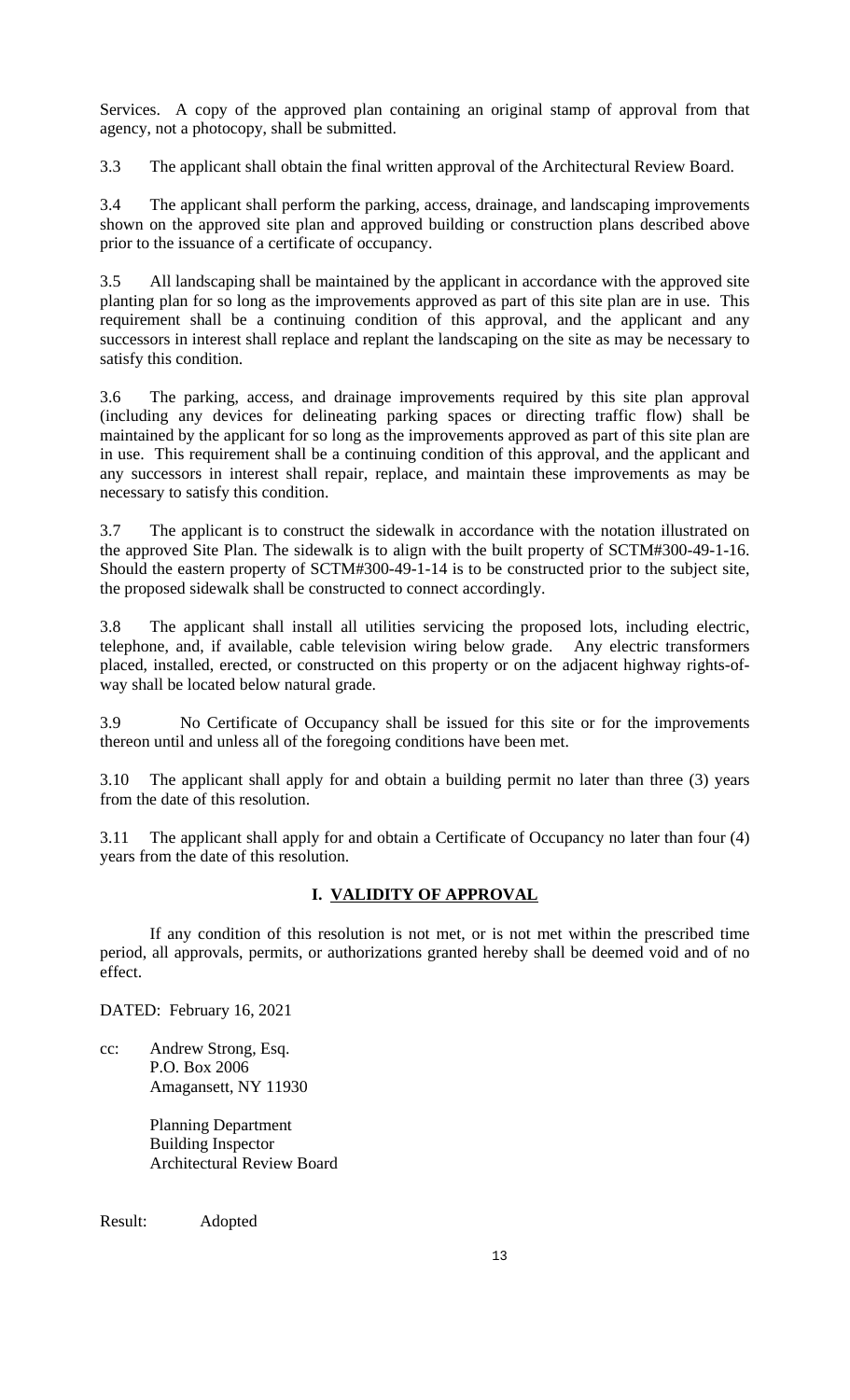Services. A copy of the approved plan containing an original stamp of approval from that agency, not a photocopy, shall be submitted.

3.3 The applicant shall obtain the final written approval of the Architectural Review Board.

3.4 The applicant shall perform the parking, access, drainage, and landscaping improvements shown on the approved site plan and approved building or construction plans described above prior to the issuance of a certificate of occupancy.

3.5 All landscaping shall be maintained by the applicant in accordance with the approved site planting plan for so long as the improvements approved as part of this site plan are in use. This requirement shall be a continuing condition of this approval, and the applicant and any successors in interest shall replace and replant the landscaping on the site as may be necessary to satisfy this condition.

3.6 The parking, access, and drainage improvements required by this site plan approval (including any devices for delineating parking spaces or directing traffic flow) shall be maintained by the applicant for so long as the improvements approved as part of this site plan are in use. This requirement shall be a continuing condition of this approval, and the applicant and any successors in interest shall repair, replace, and maintain these improvements as may be necessary to satisfy this condition.

3.7 The applicant is to construct the sidewalk in accordance with the notation illustrated on the approved Site Plan. The sidewalk is to align with the built property of SCTM#300-49-1-16. Should the eastern property of SCTM#300-49-1-14 is to be constructed prior to the subject site, the proposed sidewalk shall be constructed to connect accordingly.

3.8 The applicant shall install all utilities servicing the proposed lots, including electric, telephone, and, if available, cable television wiring below grade. Any electric transformers placed, installed, erected, or constructed on this property or on the adjacent highway rights-of-way shall be located below natural grade.

3.9 No Certificate of Occupancy shall be issued for this site or for the improvements thereon until and unless all of the foregoing conditions have been met.

3.10 The applicant shall apply for and obtain a building permit no later than three (3) years from the date of this resolution.

3.11 The applicant shall apply for and obtain a Certificate of Occupancy no later than four (4) years from the date of this resolution.

## I. VALIDITY OF APPROVAL

If any condition of this resolution is not met, or is not met within the prescribed time period, all approvals, permits, or authorizations granted hereby shall be deemed void and of no effect.

DATED: February 16, 2021

cc: Andrew Strong, Esq.
P.O. Box 2006
Amagansett, NY 11930

Planning Department
Building Inspector
Architectural Review Board

Result: Adopted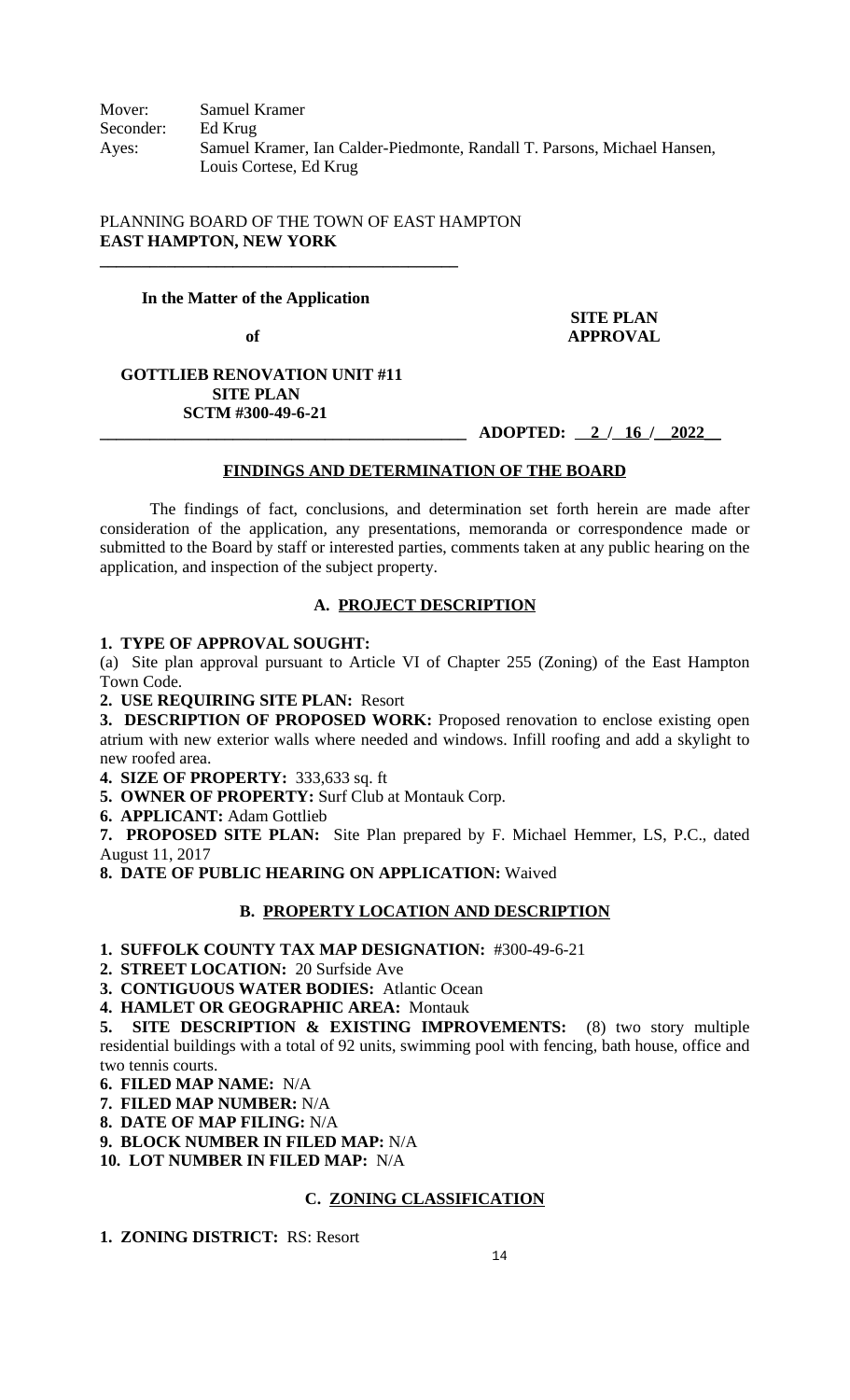Mover: Samuel Kramer
Seconder: Ed Krug
Ayes: Samuel Kramer, Ian Calder-Piedmonte, Randall T. Parsons, Michael Hansen, Louis Cortese, Ed Krug

PLANNING BOARD OF THE TOWN OF EAST HAMPTON
**EAST HAMPTON, NEW YORK**

**In the Matter of the Application**

**of**

**GOTTLIEB RENOVATION UNIT #11**
**SITE PLAN**
**SCTM #300-49-6-21**

**SITE PLAN APPROVAL**

**ADOPTED: 2 / 16 / 2022**

## FINDINGS AND DETERMINATION OF THE BOARD

The findings of fact, conclusions, and determination set forth herein are made after consideration of the application, any presentations, memoranda or correspondence made or submitted to the Board by staff or interested parties, comments taken at any public hearing on the application, and inspection of the subject property.

### A. PROJECT DESCRIPTION

**1. TYPE OF APPROVAL SOUGHT:**
(a) Site plan approval pursuant to Article VI of Chapter 255 (Zoning) of the East Hampton Town Code.

**2. USE REQUIRING SITE PLAN:** Resort

**3. DESCRIPTION OF PROPOSED WORK:** Proposed renovation to enclose existing open atrium with new exterior walls where needed and windows. Infill roofing and add a skylight to new roofed area.

**4. SIZE OF PROPERTY:** 333,633 sq. ft

**5. OWNER OF PROPERTY:** Surf Club at Montauk Corp.

**6. APPLICANT:** Adam Gottlieb

**7. PROPOSED SITE PLAN:** Site Plan prepared by F. Michael Hemmer, LS, P.C., dated August 11, 2017

**8. DATE OF PUBLIC HEARING ON APPLICATION:** Waived

### B. PROPERTY LOCATION AND DESCRIPTION

**1. SUFFOLK COUNTY TAX MAP DESIGNATION:** #300-49-6-21

**2. STREET LOCATION:** 20 Surfside Ave

**3. CONTIGUOUS WATER BODIES:** Atlantic Ocean

**4. HAMLET OR GEOGRAPHIC AREA:** Montauk

**5. SITE DESCRIPTION & EXISTING IMPROVEMENTS:** (8) two story multiple residential buildings with a total of 92 units, swimming pool with fencing, bath house, office and two tennis courts.

**6. FILED MAP NAME:** N/A

**7. FILED MAP NUMBER:** N/A

**8. DATE OF MAP FILING:** N/A

**9. BLOCK NUMBER IN FILED MAP:** N/A

**10. LOT NUMBER IN FILED MAP:** N/A

### C. ZONING CLASSIFICATION

**1. ZONING DISTRICT:** RS: Resort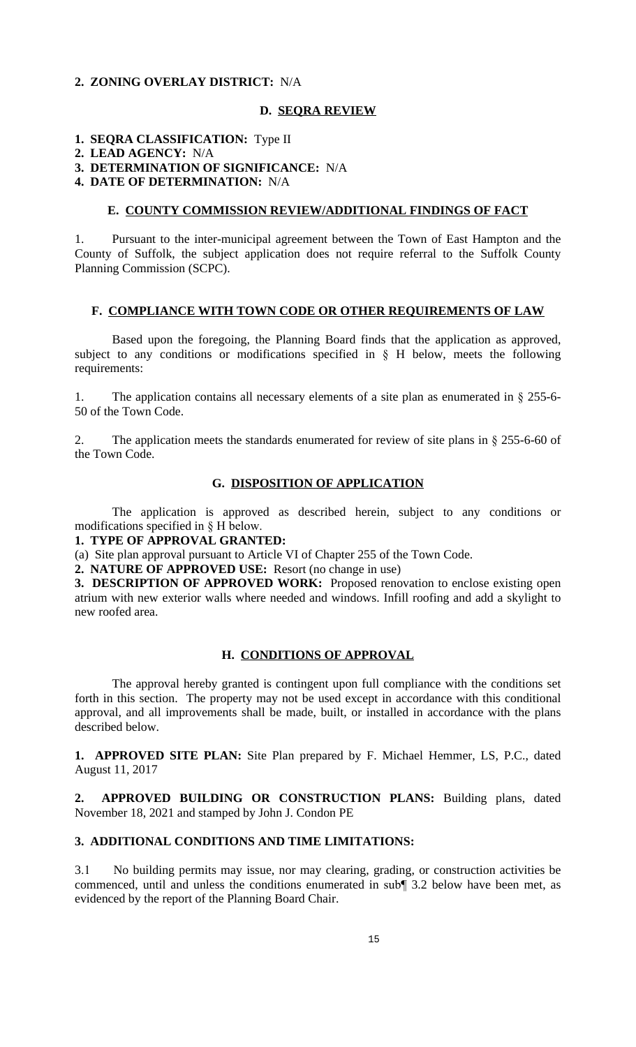**2. ZONING OVERLAY DISTRICT:** N/A

## D. SEQRA REVIEW

**1. SEQRA CLASSIFICATION:** Type II
**2. LEAD AGENCY:** N/A
**3. DETERMINATION OF SIGNIFICANCE:** N/A
**4. DATE OF DETERMINATION:** N/A

## E. COUNTY COMMISSION REVIEW/ADDITIONAL FINDINGS OF FACT

1. Pursuant to the inter-municipal agreement between the Town of East Hampton and the County of Suffolk, the subject application does not require referral to the Suffolk County Planning Commission (SCPC).

## F. COMPLIANCE WITH TOWN CODE OR OTHER REQUIREMENTS OF LAW

Based upon the foregoing, the Planning Board finds that the application as approved, subject to any conditions or modifications specified in § H below, meets the following requirements:

1. The application contains all necessary elements of a site plan as enumerated in § 255-6-50 of the Town Code.

2. The application meets the standards enumerated for review of site plans in § 255-6-60 of the Town Code.

## G. DISPOSITION OF APPLICATION

The application is approved as described herein, subject to any conditions or modifications specified in § H below.

**1. TYPE OF APPROVAL GRANTED:**

(a) Site plan approval pursuant to Article VI of Chapter 255 of the Town Code.

**2. NATURE OF APPROVED USE:** Resort (no change in use)

**3. DESCRIPTION OF APPROVED WORK:** Proposed renovation to enclose existing open atrium with new exterior walls where needed and windows. Infill roofing and add a skylight to new roofed area.

## H. CONDITIONS OF APPROVAL

The approval hereby granted is contingent upon full compliance with the conditions set forth in this section. The property may not be used except in accordance with this conditional approval, and all improvements shall be made, built, or installed in accordance with the plans described below.

**1. APPROVED SITE PLAN:** Site Plan prepared by F. Michael Hemmer, LS, P.C., dated August 11, 2017

**2. APPROVED BUILDING OR CONSTRUCTION PLANS:** Building plans, dated November 18, 2021 and stamped by John J. Condon PE

**3. ADDITIONAL CONDITIONS AND TIME LIMITATIONS:**

3.1 No building permits may issue, nor may clearing, grading, or construction activities be commenced, until and unless the conditions enumerated in sub¶ 3.2 below have been met, as evidenced by the report of the Planning Board Chair.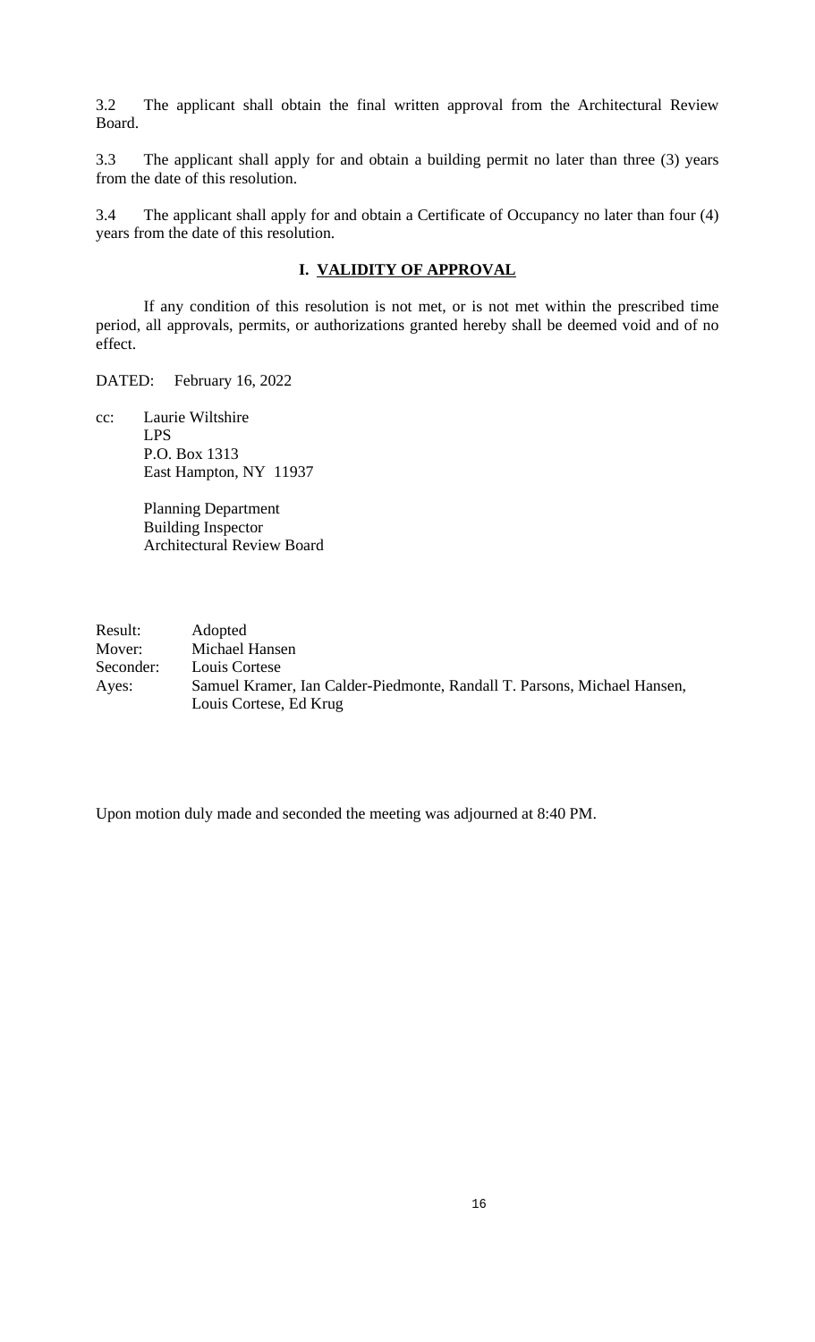3.2 The applicant shall obtain the final written approval from the Architectural Review Board.

3.3 The applicant shall apply for and obtain a building permit no later than three (3) years from the date of this resolution.

3.4 The applicant shall apply for and obtain a Certificate of Occupancy no later than four (4) years from the date of this resolution.

## I. VALIDITY OF APPROVAL

If any condition of this resolution is not met, or is not met within the prescribed time period, all approvals, permits, or authorizations granted hereby shall be deemed void and of no effect.

DATED: February 16, 2022

cc: Laurie Wiltshire
LPS
P.O. Box 1313
East Hampton, NY 11937

Planning Department
Building Inspector
Architectural Review Board

| | |
|---|---|
| Result: | Adopted |
| Mover: | Michael Hansen |
| Seconder: | Louis Cortese |
| Ayes: | Samuel Kramer, Ian Calder-Piedmonte, Randall T. Parsons, Michael Hansen, Louis Cortese, Ed Krug |

Upon motion duly made and seconded the meeting was adjourned at 8:40 PM.